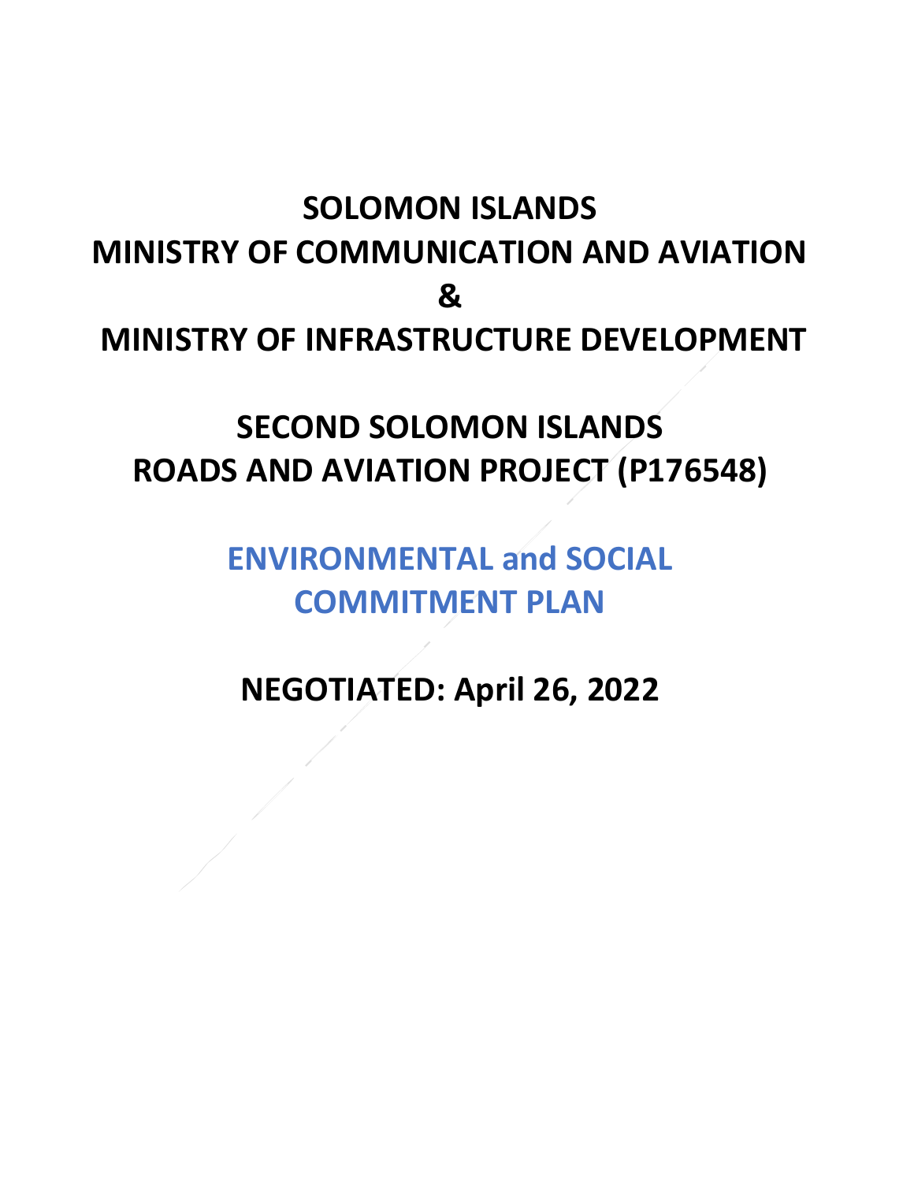# SOLOMON ISLANDS
# MINISTRY OF COMMUNICATION AND AVIATION
# &
# MINISTRY OF INFRASTRUCTURE DEVELOPMENT

# SECOND SOLOMON ISLANDS ROADS AND AVIATION PROJECT (P176548)

# ENVIRONMENTAL and SOCIAL COMMITMENT PLAN

# NEGOTIATED: April 26, 2022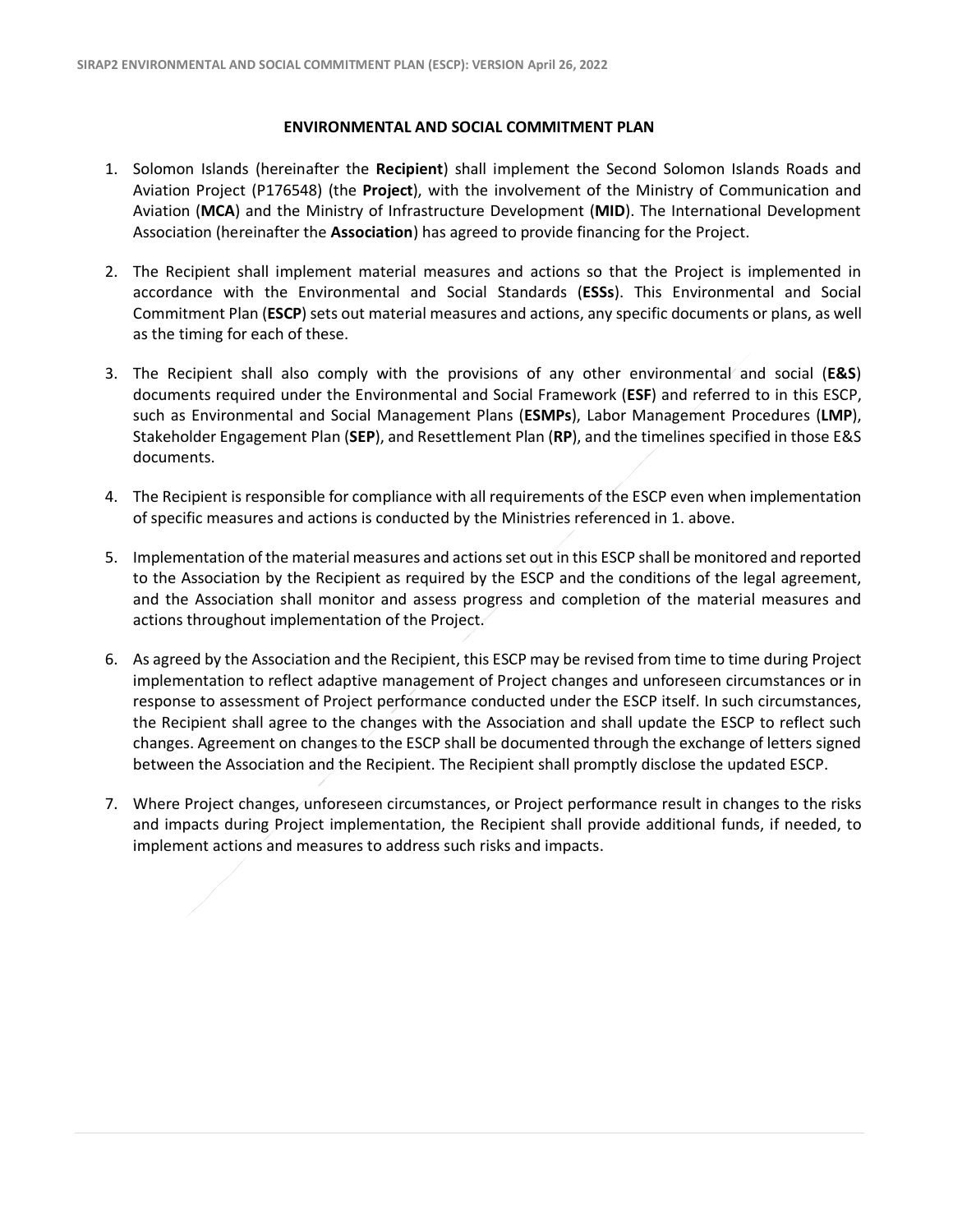## ENVIRONMENTAL AND SOCIAL COMMITMENT PLAN

1. Solomon Islands (hereinafter the **Recipient**) shall implement the Second Solomon Islands Roads and Aviation Project (P176548) (the **Project**), with the involvement of the Ministry of Communication and Aviation (**MCA**) and the Ministry of Infrastructure Development (**MID**). The International Development Association (hereinafter the **Association**) has agreed to provide financing for the Project.

2. The Recipient shall implement material measures and actions so that the Project is implemented in accordance with the Environmental and Social Standards (**ESSs**). This Environmental and Social Commitment Plan (**ESCP**) sets out material measures and actions, any specific documents or plans, as well as the timing for each of these.

3. The Recipient shall also comply with the provisions of any other environmental and social (**E&S**) documents required under the Environmental and Social Framework (**ESF**) and referred to in this ESCP, such as Environmental and Social Management Plans (**ESMPs**), Labor Management Procedures (**LMP**), Stakeholder Engagement Plan (**SEP**), and Resettlement Plan (**RP**), and the timelines specified in those E&S documents.

4. The Recipient is responsible for compliance with all requirements of the ESCP even when implementation of specific measures and actions is conducted by the Ministries referenced in 1. above.

5. Implementation of the material measures and actions set out in this ESCP shall be monitored and reported to the Association by the Recipient as required by the ESCP and the conditions of the legal agreement, and the Association shall monitor and assess progress and completion of the material measures and actions throughout implementation of the Project.

6. As agreed by the Association and the Recipient, this ESCP may be revised from time to time during Project implementation to reflect adaptive management of Project changes and unforeseen circumstances or in response to assessment of Project performance conducted under the ESCP itself. In such circumstances, the Recipient shall agree to the changes with the Association and shall update the ESCP to reflect such changes. Agreement on changes to the ESCP shall be documented through the exchange of letters signed between the Association and the Recipient. The Recipient shall promptly disclose the updated ESCP.

7. Where Project changes, unforeseen circumstances, or Project performance result in changes to the risks and impacts during Project implementation, the Recipient shall provide additional funds, if needed, to implement actions and measures to address such risks and impacts.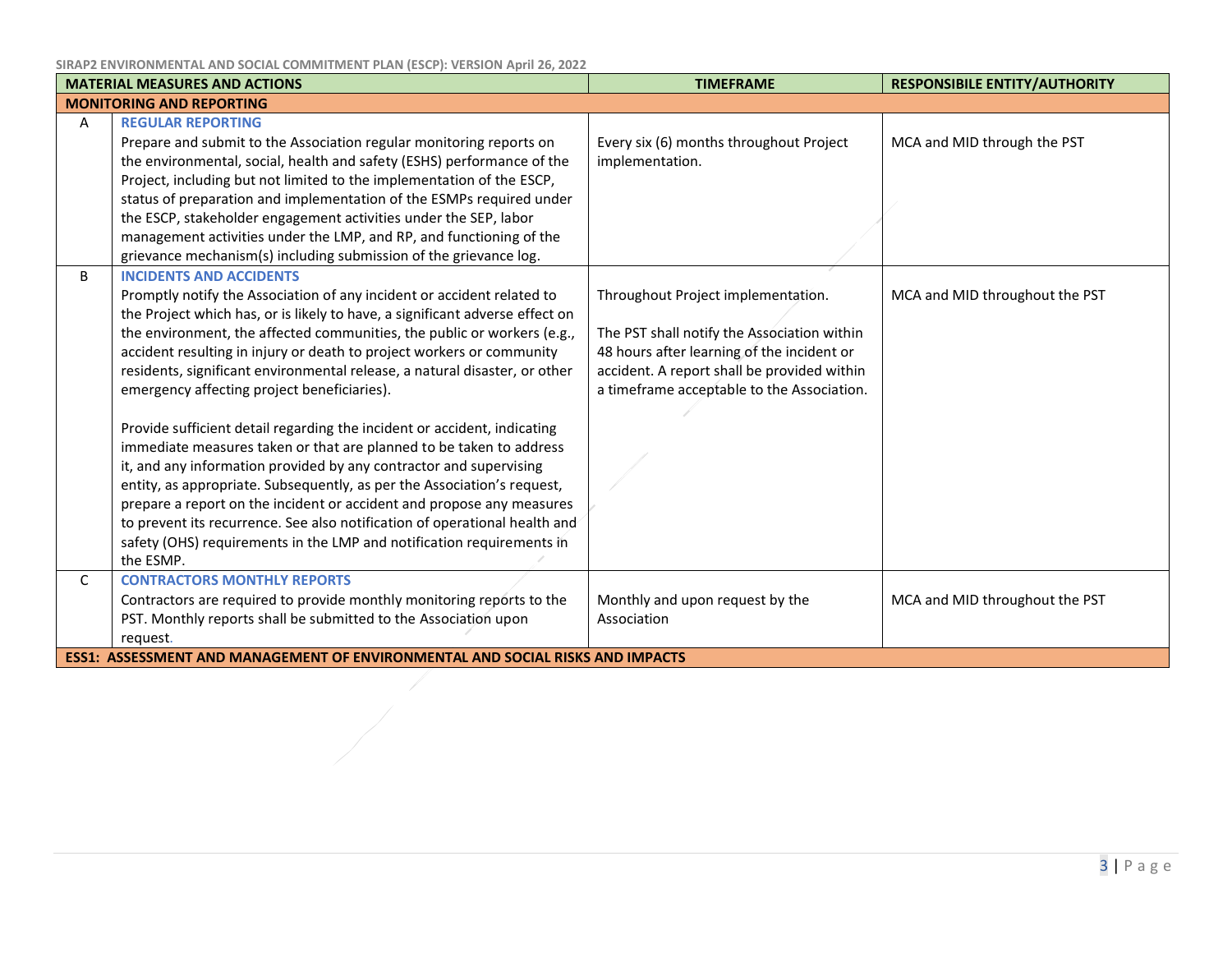SIRAP2 ENVIRONMENTAL AND SOCIAL COMMITMENT PLAN (ESCP): VERSION April 26, 2022

| | MATERIAL MEASURES AND ACTIONS | TIMEFRAME | RESPONSIBILE ENTITY/AUTHORITY |
|---|---|---|---|
| **MONITORING AND REPORTING** | | | |
| A | **REGULAR REPORTING**<br>Prepare and submit to the Association regular monitoring reports on the environmental, social, health and safety (ESHS) performance of the Project, including but not limited to the implementation of the ESCP, status of preparation and implementation of the ESMPs required under the ESCP, stakeholder engagement activities under the SEP, labor management activities under the LMP, and RP, and functioning of the grievance mechanism(s) including submission of the grievance log. | Every six (6) months throughout Project implementation. | MCA and MID through the PST |
| B | **INCIDENTS AND ACCIDENTS**<br>Promptly notify the Association of any incident or accident related to the Project which has, or is likely to have, a significant adverse effect on the environment, the affected communities, the public or workers (e.g., accident resulting in injury or death to project workers or community residents, significant environmental release, a natural disaster, or other emergency affecting project beneficiaries).<br><br>Provide sufficient detail regarding the incident or accident, indicating immediate measures taken or that are planned to be taken to address it, and any information provided by any contractor and supervising entity, as appropriate. Subsequently, as per the Association's request, prepare a report on the incident or accident and propose any measures to prevent its recurrence. See also notification of operational health and safety (OHS) requirements in the LMP and notification requirements in the ESMP. | Throughout Project implementation.<br><br>The PST shall notify the Association within 48 hours after learning of the incident or accident. A report shall be provided within a timeframe acceptable to the Association. | MCA and MID throughout the PST |
| C | **CONTRACTORS MONTHLY REPORTS**<br>Contractors are required to provide monthly monitoring reports to the PST. Monthly reports shall be submitted to the Association upon request. | Monthly and upon request by the Association | MCA and MID throughout the PST |
| **ESS1: ASSESSMENT AND MANAGEMENT OF ENVIRONMENTAL AND SOCIAL RISKS AND IMPACTS** | | | |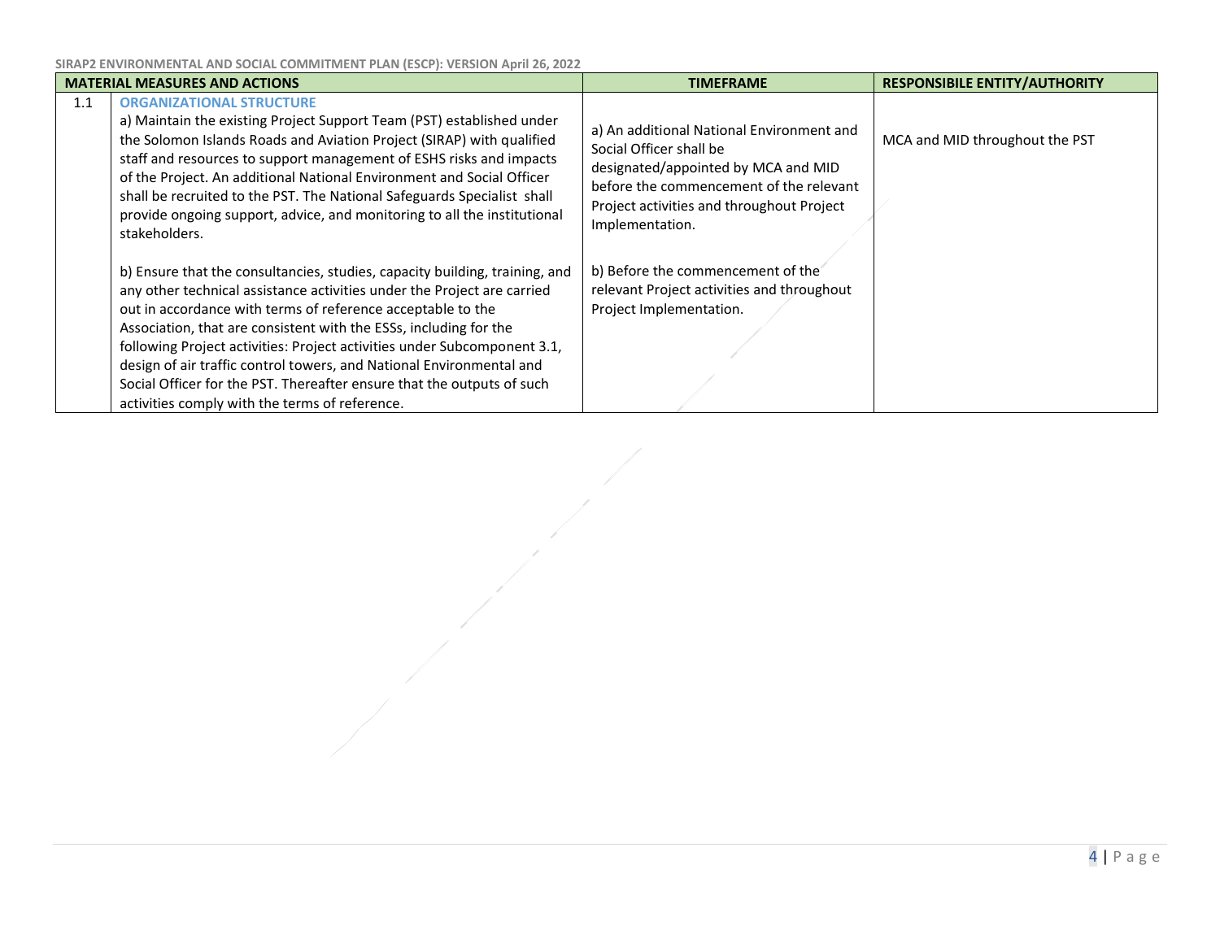| | MATERIAL MEASURES AND ACTIONS | TIMEFRAME | RESPONSIBILE ENTITY/AUTHORITY |
|---|---|---|---|
| 1.1 | **ORGANIZATIONAL STRUCTURE**<br>a) Maintain the existing Project Support Team (PST) established under the Solomon Islands Roads and Aviation Project (SIRAP) with qualified staff and resources to support management of ESHS risks and impacts of the Project. An additional National Environment and Social Officer shall be recruited to the PST. The National Safeguards Specialist shall provide ongoing support, advice, and monitoring to all the institutional stakeholders.<br><br>b) Ensure that the consultancies, studies, capacity building, training, and any other technical assistance activities under the Project are carried out in accordance with terms of reference acceptable to the Association, that are consistent with the ESSs, including for the following Project activities: Project activities under Subcomponent 3.1, design of air traffic control towers, and National Environmental and Social Officer for the PST. Thereafter ensure that the outputs of such activities comply with the terms of reference. | a) An additional National Environment and Social Officer shall be designated/appointed by MCA and MID before the commencement of the relevant Project activities and throughout Project Implementation.<br><br>b) Before the commencement of the relevant Project activities and throughout Project Implementation. | MCA and MID throughout the PST |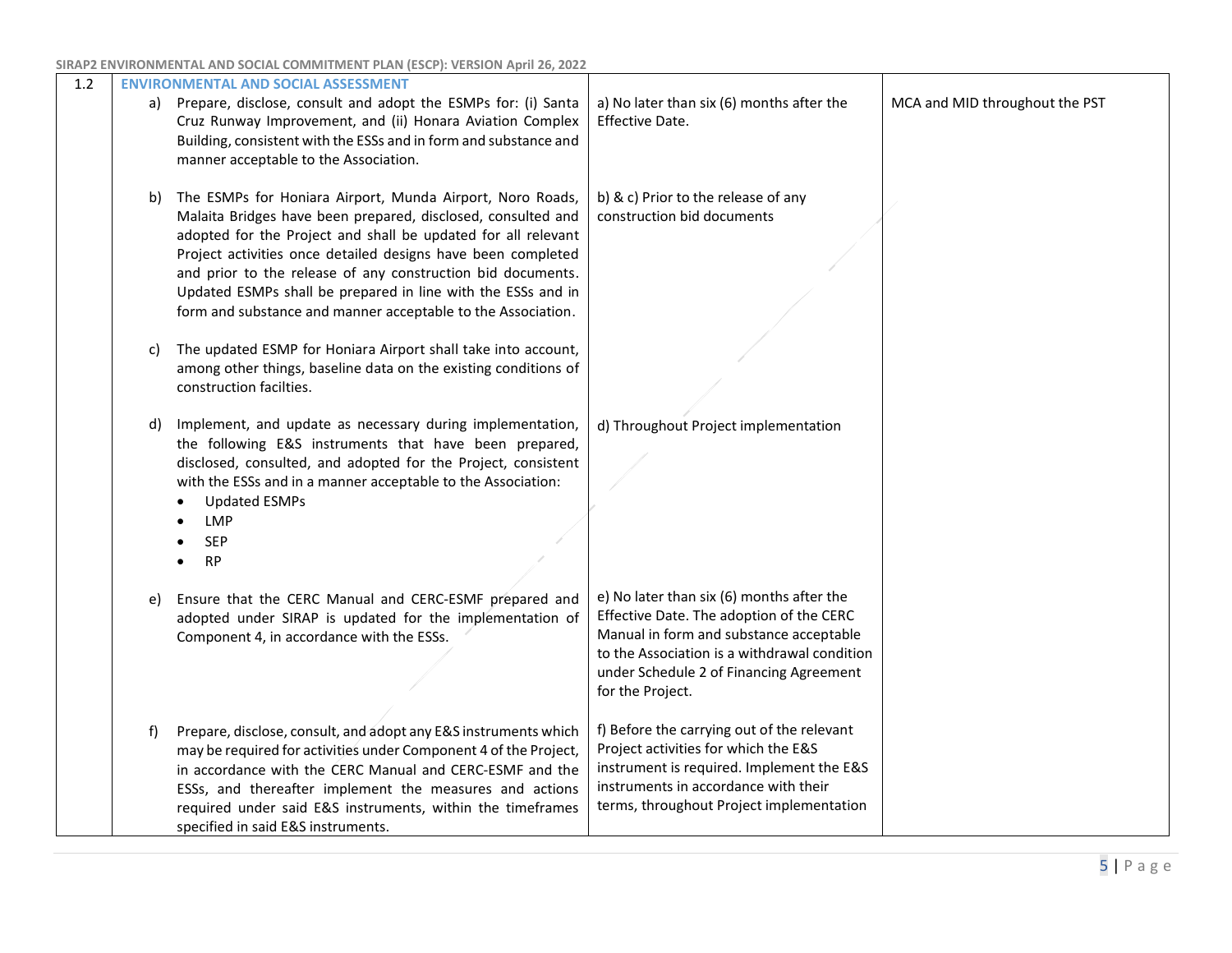| 1.2 | **ENVIRONMENTAL AND SOCIAL ASSESSMENT** | | |
|---|---|---|---|
| | a) Prepare, disclose, consult and adopt the ESMPs for: (i) Santa Cruz Runway Improvement, and (ii) Honara Aviation Complex Building, consistent with the ESSs and in form and substance and manner acceptable to the Association. | a) No later than six (6) months after the Effective Date. | MCA and MID throughout the PST |
| | b) The ESMPs for Honiara Airport, Munda Airport, Noro Roads, Malaita Bridges have been prepared, disclosed, consulted and adopted for the Project and shall be updated for all relevant Project activities once detailed designs have been completed and prior to the release of any construction bid documents. Updated ESMPs shall be prepared in line with the ESSs and in form and substance and manner acceptable to the Association. | b) & c) Prior to the release of any construction bid documents | |
| | c) The updated ESMP for Honiara Airport shall take into account, among other things, baseline data on the existing conditions of construction facilties. | | |
| | d) Implement, and update as necessary during implementation, the following E&S instruments that have been prepared, disclosed, consulted, and adopted for the Project, consistent with the ESSs and in a manner acceptable to the Association:<br>• Updated ESMPs<br>• LMP<br>• SEP<br>• RP | d) Throughout Project implementation | |
| | e) Ensure that the CERC Manual and CERC-ESMF prepared and adopted under SIRAP is updated for the implementation of Component 4, in accordance with the ESSs. | e) No later than six (6) months after the Effective Date. The adoption of the CERC Manual in form and substance acceptable to the Association is a withdrawal condition under Schedule 2 of Financing Agreement for the Project. | |
| | f) Prepare, disclose, consult, and adopt any E&S instruments which may be required for activities under Component 4 of the Project, in accordance with the CERC Manual and CERC-ESMF and the ESSs, and thereafter implement the measures and actions required under said E&S instruments, within the timeframes specified in said E&S instruments. | f) Before the carrying out of the relevant Project activities for which the E&S instrument is required. Implement the E&S instruments in accordance with their terms, throughout Project implementation | |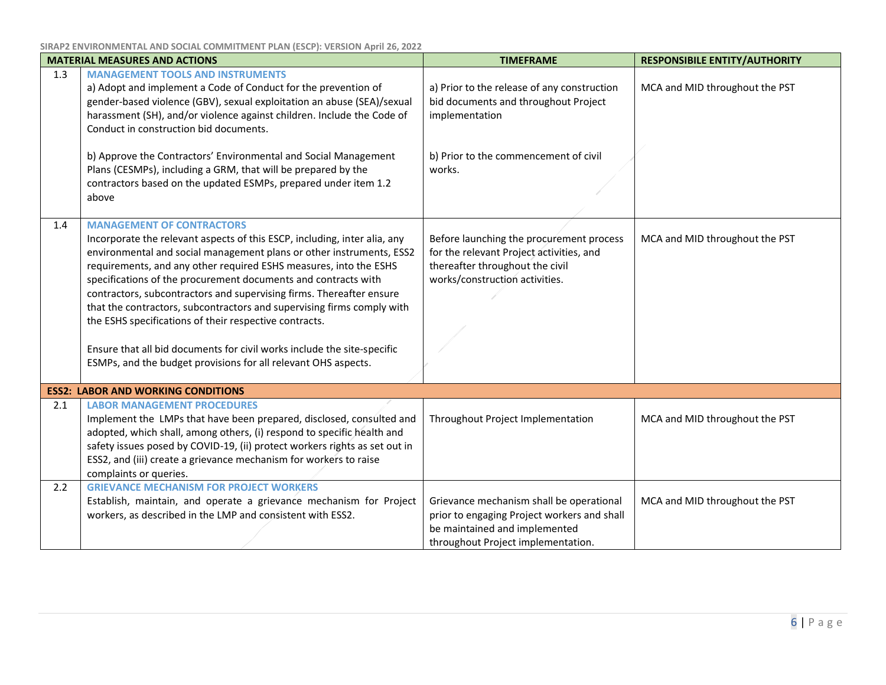| | MATERIAL MEASURES AND ACTIONS | TIMEFRAME | RESPONSIBILE ENTITY/AUTHORITY |
|---|---|---|---|
| 1.3 | **MANAGEMENT TOOLS AND INSTRUMENTS**<br>a) Adopt and implement a Code of Conduct for the prevention of gender-based violence (GBV), sexual exploitation an abuse (SEA)/sexual harassment (SH), and/or violence against children. Include the Code of Conduct in construction bid documents.<br><br>b) Approve the Contractors' Environmental and Social Management Plans (CESMPs), including a GRM, that will be prepared by the contractors based on the updated ESMPs, prepared under item 1.2 above | a) Prior to the release of any construction bid documents and throughout Project implementation<br><br>b) Prior to the commencement of civil works. | MCA and MID throughout the PST |
| 1.4 | **MANAGEMENT OF CONTRACTORS**<br>Incorporate the relevant aspects of this ESCP, including, inter alia, any environmental and social management plans or other instruments, ESS2 requirements, and any other required ESHS measures, into the ESHS specifications of the procurement documents and contracts with contractors, subcontractors and supervising firms. Thereafter ensure that the contractors, subcontractors and supervising firms comply with the ESHS specifications of their respective contracts.<br><br>Ensure that all bid documents for civil works include the site-specific ESMPs, and the budget provisions for all relevant OHS aspects. | Before launching the procurement process for the relevant Project activities, and thereafter throughout the civil works/construction activities. | MCA and MID throughout the PST |
| **ESS2: LABOR AND WORKING CONDITIONS** | | | |
| 2.1 | **LABOR MANAGEMENT PROCEDURES**<br>Implement the LMPs that have been prepared, disclosed, consulted and adopted, which shall, among others, (i) respond to specific health and safety issues posed by COVID-19, (ii) protect workers rights as set out in ESS2, and (iii) create a grievance mechanism for workers to raise complaints or queries. | Throughout Project Implementation | MCA and MID throughout the PST |
| 2.2 | **GRIEVANCE MECHANISM FOR PROJECT WORKERS**<br>Establish, maintain, and operate a grievance mechanism for Project workers, as described in the LMP and consistent with ESS2. | Grievance mechanism shall be operational prior to engaging Project workers and shall be maintained and implemented throughout Project implementation. | MCA and MID throughout the PST |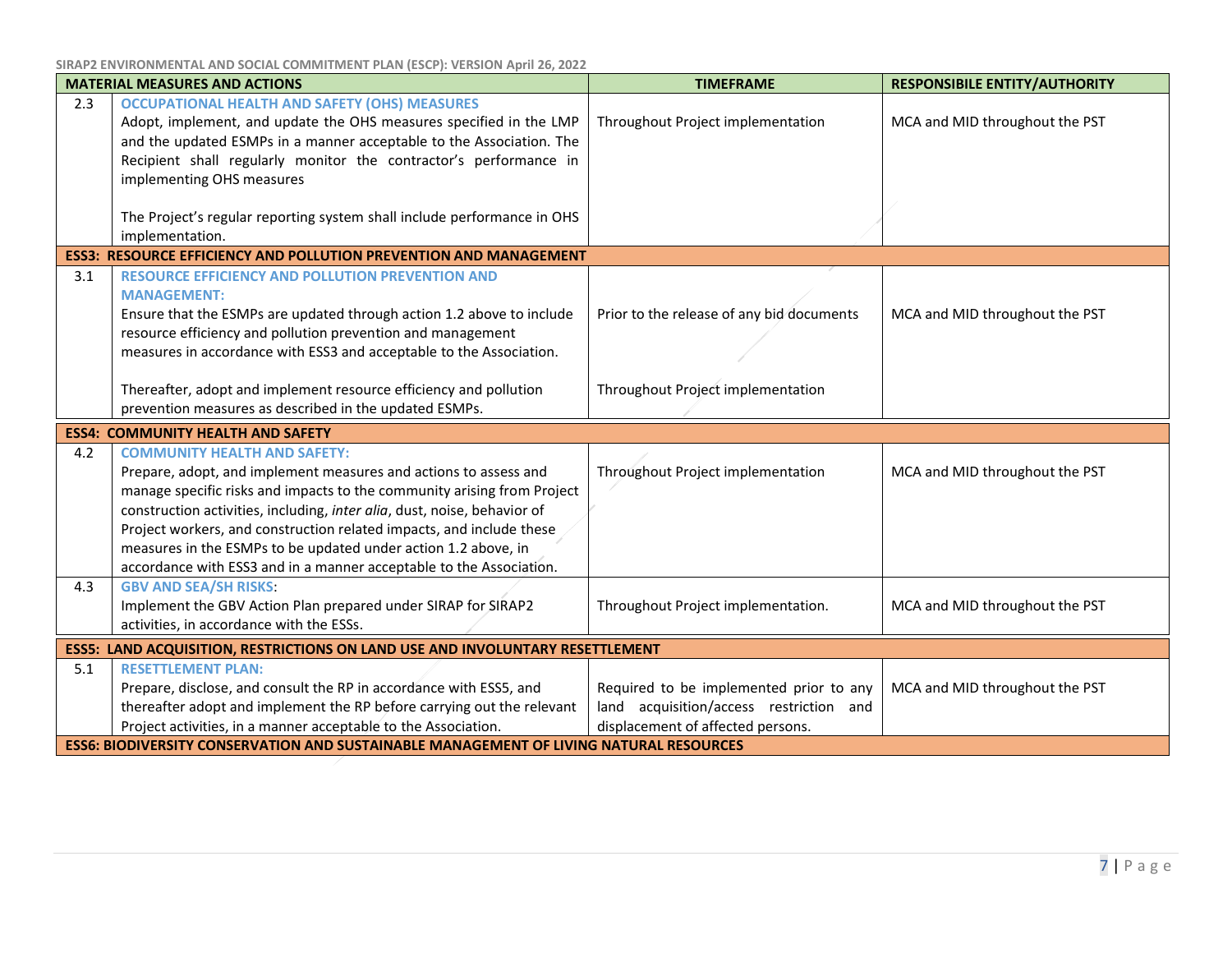SIRAP2 ENVIRONMENTAL AND SOCIAL COMMITMENT PLAN (ESCP): VERSION April 26, 2022

| | MATERIAL MEASURES AND ACTIONS | TIMEFRAME | RESPONSIBILE ENTITY/AUTHORITY |
|---|---|---|---|
| 2.3 | **OCCUPATIONAL HEALTH AND SAFETY (OHS) MEASURES**<br>Adopt, implement, and update the OHS measures specified in the LMP and the updated ESMPs in a manner acceptable to the Association. The Recipient shall regularly monitor the contractor's performance in implementing OHS measures<br><br>The Project's regular reporting system shall include performance in OHS implementation. | Throughout Project implementation | MCA and MID throughout the PST |
| **ESS3: RESOURCE EFFICIENCY AND POLLUTION PREVENTION AND MANAGEMENT** | | | |
| 3.1 | **RESOURCE EFFICIENCY AND POLLUTION PREVENTION AND MANAGEMENT:**<br>Ensure that the ESMPs are updated through action 1.2 above to include resource efficiency and pollution prevention and management measures in accordance with ESS3 and acceptable to the Association.<br><br>Thereafter, adopt and implement resource efficiency and pollution prevention measures as described in the updated ESMPs. | Prior to the release of any bid documents<br><br>Throughout Project implementation | MCA and MID throughout the PST |
| **ESS4: COMMUNITY HEALTH AND SAFETY** | | | |
| 4.2 | **COMMUNITY HEALTH AND SAFETY:**<br>Prepare, adopt, and implement measures and actions to assess and manage specific risks and impacts to the community arising from Project construction activities, including, *inter alia*, dust, noise, behavior of Project workers, and construction related impacts, and include these measures in the ESMPs to be updated under action 1.2 above, in accordance with ESS3 and in a manner acceptable to the Association. | Throughout Project implementation | MCA and MID throughout the PST |
| 4.3 | **GBV AND SEA/SH RISKS**:<br>Implement the GBV Action Plan prepared under SIRAP for SIRAP2 activities, in accordance with the ESSs. | Throughout Project implementation. | MCA and MID throughout the PST |
| **ESS5: LAND ACQUISITION, RESTRICTIONS ON LAND USE AND INVOLUNTARY RESETTLEMENT** | | | |
| 5.1 | **RESETTLEMENT PLAN:**<br>Prepare, disclose, and consult the RP in accordance with ESS5, and thereafter adopt and implement the RP before carrying out the relevant Project activities, in a manner acceptable to the Association. | Required to be implemented prior to any land acquisition/access restriction and displacement of affected persons. | MCA and MID throughout the PST |
| **ESS6: BIODIVERSITY CONSERVATION AND SUSTAINABLE MANAGEMENT OF LIVING NATURAL RESOURCES** | | | |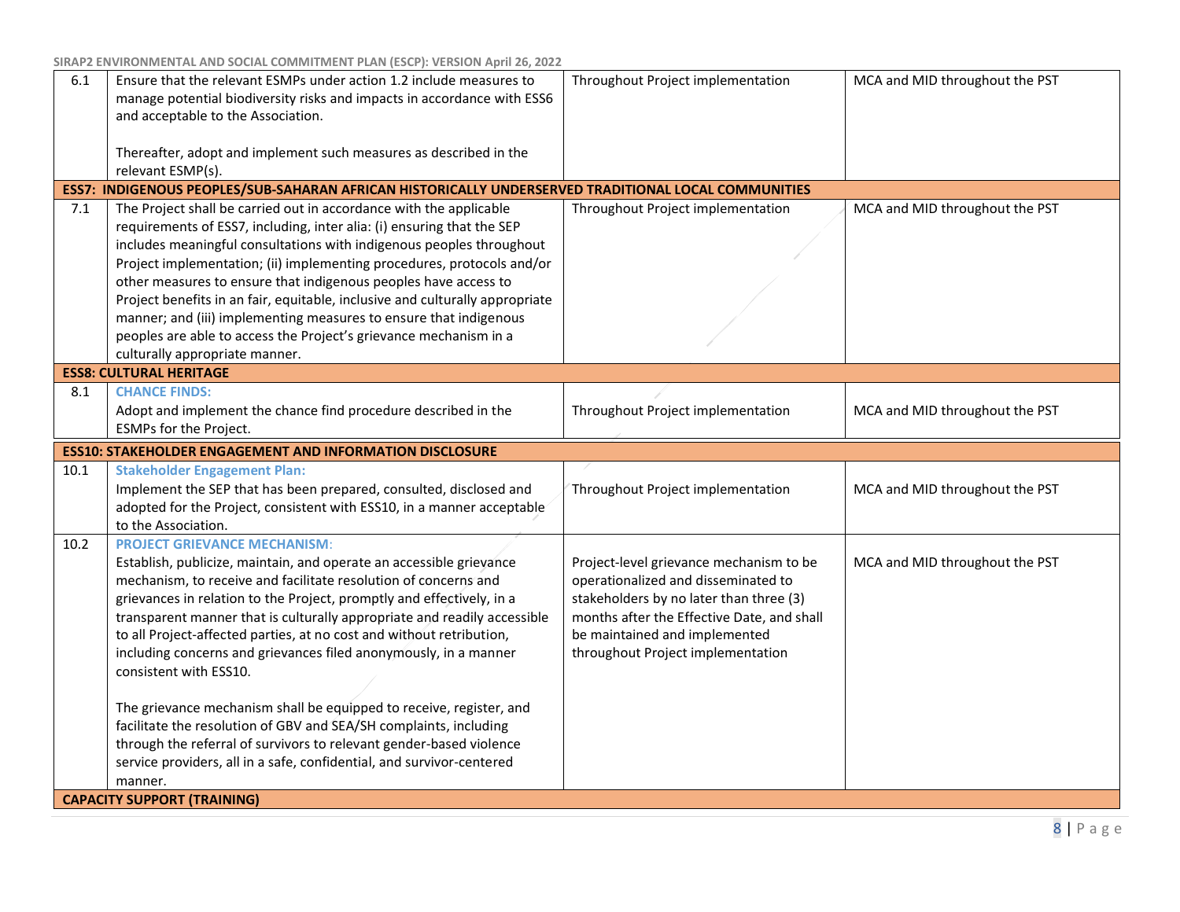| | | | |
|---|---|---|---|
| 6.1 | Ensure that the relevant ESMPs under action 1.2 include measures to manage potential biodiversity risks and impacts in accordance with ESS6 and acceptable to the Association.<br><br>Thereafter, adopt and implement such measures as described in the relevant ESMP(s). | Throughout Project implementation | MCA and MID throughout the PST |
| **ESS7: INDIGENOUS PEOPLES/SUB-SAHARAN AFRICAN HISTORICALLY UNDERSERVED TRADITIONAL LOCAL COMMUNITIES** | | | |
| 7.1 | The Project shall be carried out in accordance with the applicable requirements of ESS7, including, inter alia: (i) ensuring that the SEP includes meaningful consultations with indigenous peoples throughout Project implementation; (ii) implementing procedures, protocols and/or other measures to ensure that indigenous peoples have access to Project benefits in an fair, equitable, inclusive and culturally appropriate manner; and (iii) implementing measures to ensure that indigenous peoples are able to access the Project's grievance mechanism in a culturally appropriate manner. | Throughout Project implementation | MCA and MID throughout the PST |
| **ESS8: CULTURAL HERITAGE** | | | |
| 8.1 | **CHANCE FINDS:**<br>Adopt and implement the chance find procedure described in the ESMPs for the Project. | Throughout Project implementation | MCA and MID throughout the PST |
| **ESS10: STAKEHOLDER ENGAGEMENT AND INFORMATION DISCLOSURE** | | | |
| 10.1 | **Stakeholder Engagement Plan:**<br>Implement the SEP that has been prepared, consulted, disclosed and adopted for the Project, consistent with ESS10, in a manner acceptable to the Association. | Throughout Project implementation | MCA and MID throughout the PST |
| 10.2 | **PROJECT GRIEVANCE MECHANISM:**<br>Establish, publicize, maintain, and operate an accessible grievance mechanism, to receive and facilitate resolution of concerns and grievances in relation to the Project, promptly and effectively, in a transparent manner that is culturally appropriate and readily accessible to all Project-affected parties, at no cost and without retribution, including concerns and grievances filed anonymously, in a manner consistent with ESS10.<br><br>The grievance mechanism shall be equipped to receive, register, and facilitate the resolution of GBV and SEA/SH complaints, including through the referral of survivors to relevant gender-based violence service providers, all in a safe, confidential, and survivor-centered manner. | Project-level grievance mechanism to be operationalized and disseminated to stakeholders by no later than three (3) months after the Effective Date, and shall be maintained and implemented throughout Project implementation | MCA and MID throughout the PST |
| **CAPACITY SUPPORT (TRAINING)** | | | |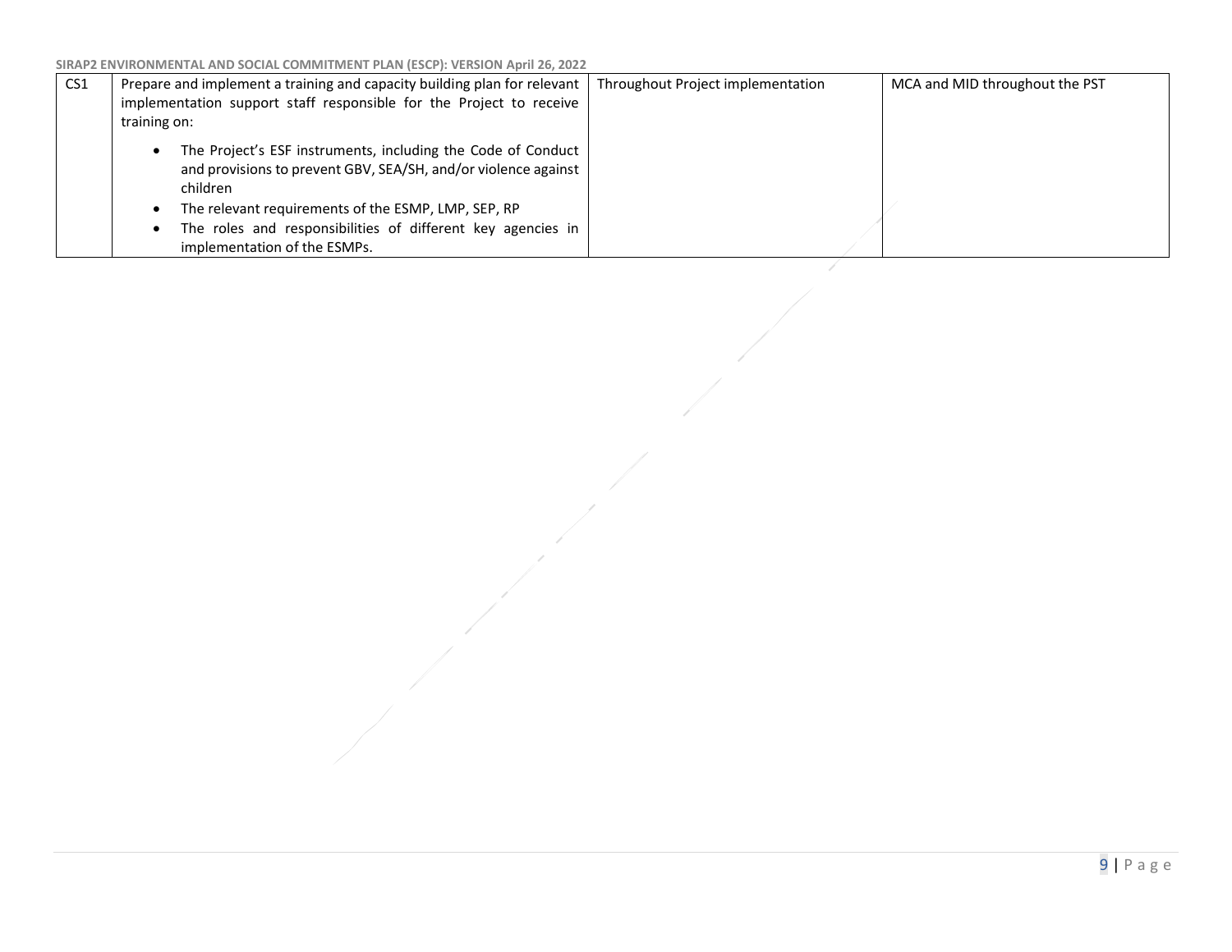| | | | |
|---|---|---|---|
| CS1 | Prepare and implement a training and capacity building plan for relevant implementation support staff responsible for the Project to receive training on:<br>• The Project's ESF instruments, including the Code of Conduct and provisions to prevent GBV, SEA/SH, and/or violence against children<br>• The relevant requirements of the ESMP, LMP, SEP, RP<br>• The roles and responsibilities of different key agencies in implementation of the ESMPs. | Throughout Project implementation | MCA and MID throughout the PST |